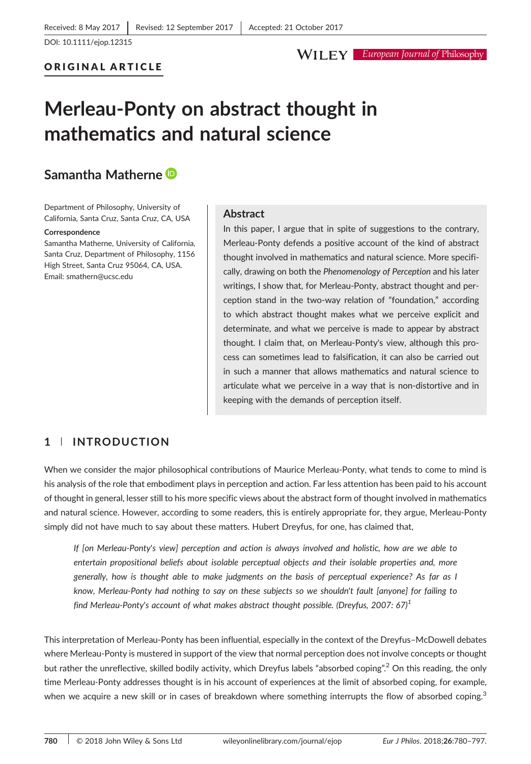Received: 8 May 2017 | Revised: 12 September 2017 | Accepted: 21 October 2017

DOI: 10.1111/ejop.12315

ORIGINAL ARTICLE

# Merleau-Ponty on abstract thought in mathematics and natural science

**Samantha Matherne**

Department of Philosophy, University of California, Santa Cruz, Santa Cruz, CA, USA

**Correspondence**
Samantha Matherne, University of California, Santa Cruz, Department of Philosophy, 1156 High Street, Santa Cruz 95064, CA, USA.
Email: smathern@ucsc.edu

## Abstract

In this paper, I argue that in spite of suggestions to the contrary, Merleau-Ponty defends a positive account of the kind of abstract thought involved in mathematics and natural science. More specifically, drawing on both the *Phenomenology of Perception* and his later writings, I show that, for Merleau-Ponty, abstract thought and perception stand in the two-way relation of "foundation," according to which abstract thought makes what we perceive explicit and determinate, and what we perceive is made to appear by abstract thought. I claim that, on Merleau-Ponty's view, although this process can sometimes lead to falsification, it can also be carried out in such a manner that allows mathematics and natural science to articulate what we perceive in a way that is non-distortive and in keeping with the demands of perception itself.

## 1 | INTRODUCTION

When we consider the major philosophical contributions of Maurice Merleau-Ponty, what tends to come to mind is his analysis of the role that embodiment plays in perception and action. Far less attention has been paid to his account of thought in general, lesser still to his more specific views about the abstract form of thought involved in mathematics and natural science. However, according to some readers, this is entirely appropriate for, they argue, Merleau-Ponty simply did not have much to say about these matters. Hubert Dreyfus, for one, has claimed that,

> *If [on Merleau-Ponty's view] perception and action is always involved and holistic, how are we able to entertain propositional beliefs about isolable perceptual objects and their isolable properties and, more generally, how is thought able to make judgments on the basis of perceptual experience? As far as I know, Merleau-Ponty had nothing to say on these subjects so we shouldn't fault [anyone] for failing to find Merleau-Ponty's account of what makes abstract thought possible. (Dreyfus, 2007: 67)*[1]

This interpretation of Merleau-Ponty has been influential, especially in the context of the Dreyfus–McDowell debates where Merleau-Ponty is mustered in support of the view that normal perception does not involve concepts or thought but rather the unreflective, skilled bodily activity, which Dreyfus labels "absorbed coping".[2] On this reading, the only time Merleau-Ponty addresses thought is in his account of experiences at the limit of absorbed coping, for example, when we acquire a new skill or in cases of breakdown where something interrupts the flow of absorbed coping.[3]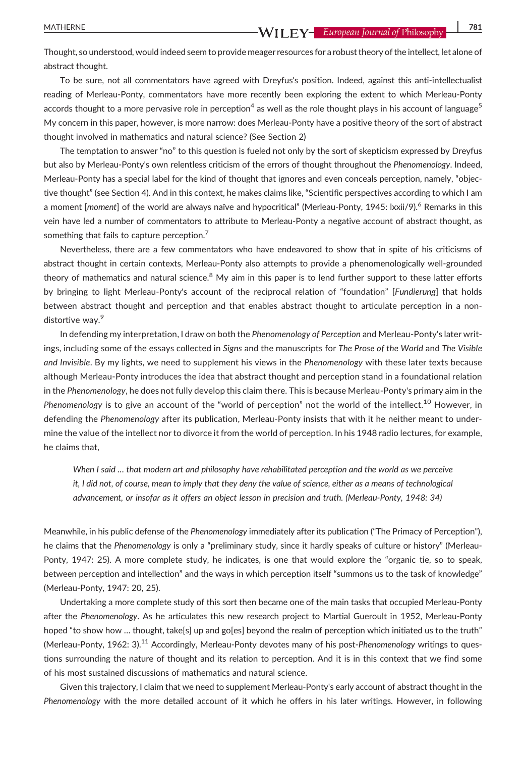Thought, so understood, would indeed seem to provide meager resources for a robust theory of the intellect, let alone of abstract thought.

To be sure, not all commentators have agreed with Dreyfus's position. Indeed, against this anti-intellectualist reading of Merleau-Ponty, commentators have more recently been exploring the extent to which Merleau-Ponty accords thought to a more pervasive role in perception[4] as well as the role thought plays in his account of language[5] My concern in this paper, however, is more narrow: does Merleau-Ponty have a positive theory of the sort of abstract thought involved in mathematics and natural science? (See Section 2)

The temptation to answer "no" to this question is fueled not only by the sort of skepticism expressed by Dreyfus but also by Merleau-Ponty's own relentless criticism of the errors of thought throughout the *Phenomenology*. Indeed, Merleau-Ponty has a special label for the kind of thought that ignores and even conceals perception, namely, "objective thought" (see Section 4). And in this context, he makes claims like, "Scientific perspectives according to which I am a moment [*moment*] of the world are always naïve and hypocritical" (Merleau-Ponty, 1945: lxxii/9).[6] Remarks in this vein have led a number of commentators to attribute to Merleau-Ponty a negative account of abstract thought, as something that fails to capture perception.[7]

Nevertheless, there are a few commentators who have endeavored to show that in spite of his criticisms of abstract thought in certain contexts, Merleau-Ponty also attempts to provide a phenomenologically well-grounded theory of mathematics and natural science.[8] My aim in this paper is to lend further support to these latter efforts by bringing to light Merleau-Ponty's account of the reciprocal relation of "foundation" [*Fundierung*] that holds between abstract thought and perception and that enables abstract thought to articulate perception in a non-distortive way.[9]

In defending my interpretation, I draw on both the *Phenomenology of Perception* and Merleau-Ponty's later writings, including some of the essays collected in *Signs* and the manuscripts for *The Prose of the World* and *The Visible and Invisible*. By my lights, we need to supplement his views in the *Phenomenology* with these later texts because although Merleau-Ponty introduces the idea that abstract thought and perception stand in a foundational relation in the *Phenomenology*, he does not fully develop this claim there. This is because Merleau-Ponty's primary aim in the *Phenomenology* is to give an account of the "world of perception" not the world of the intellect.[10] However, in defending the *Phenomenology* after its publication, Merleau-Ponty insists that with it he neither meant to undermine the value of the intellect nor to divorce it from the world of perception. In his 1948 radio lectures, for example, he claims that,

> *When I said … that modern art and philosophy have rehabilitated perception and the world as we perceive it, I did not, of course, mean to imply that they deny the value of science, either as a means of technological advancement, or insofar as it offers an object lesson in precision and truth. (Merleau-Ponty, 1948: 34)*

Meanwhile, in his public defense of the *Phenomenology* immediately after its publication ("The Primacy of Perception"), he claims that the *Phenomenology* is only a "preliminary study, since it hardly speaks of culture or history" (Merleau-Ponty, 1947: 25). A more complete study, he indicates, is one that would explore the "organic tie, so to speak, between perception and intellection" and the ways in which perception itself "summons us to the task of knowledge" (Merleau-Ponty, 1947: 20, 25).

Undertaking a more complete study of this sort then became one of the main tasks that occupied Merleau-Ponty after the *Phenomenology*. As he articulates this new research project to Martial Gueroult in 1952, Merleau-Ponty hoped "to show how … thought, take[s] up and go[es] beyond the realm of perception which initiated us to the truth" (Merleau-Ponty, 1962: 3).[11] Accordingly, Merleau-Ponty devotes many of his post-*Phenomenology* writings to questions surrounding the nature of thought and its relation to perception. And it is in this context that we find some of his most sustained discussions of mathematics and natural science.

Given this trajectory, I claim that we need to supplement Merleau-Ponty's early account of abstract thought in the *Phenomenology* with the more detailed account of it which he offers in his later writings. However, in following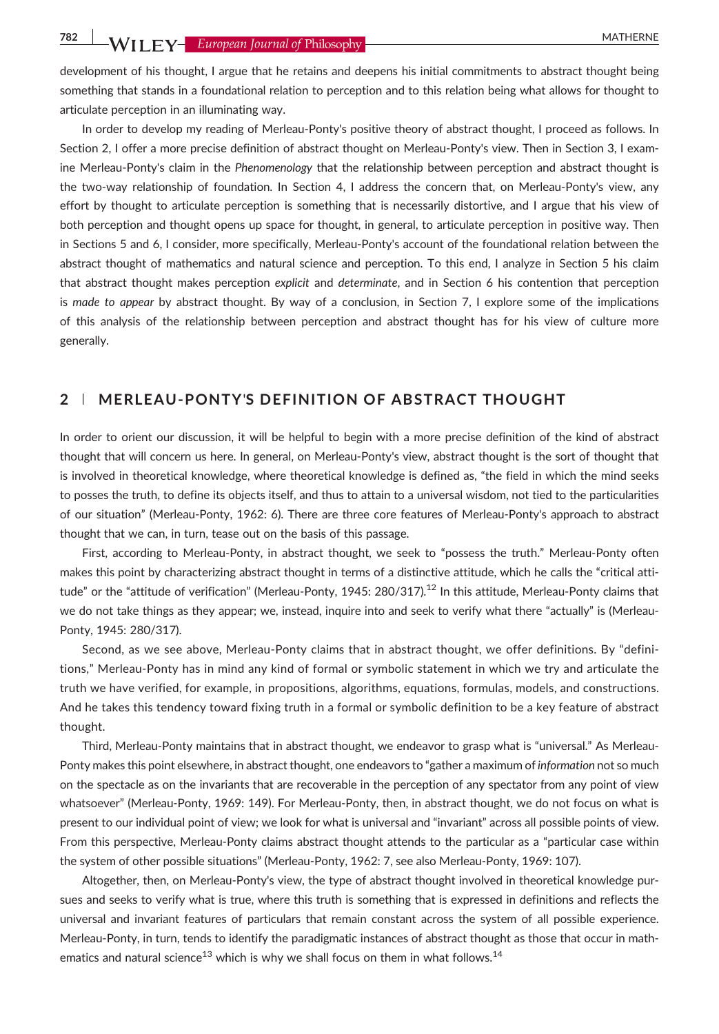development of his thought, I argue that he retains and deepens his initial commitments to abstract thought being something that stands in a foundational relation to perception and to this relation being what allows for thought to articulate perception in an illuminating way.

In order to develop my reading of Merleau-Ponty's positive theory of abstract thought, I proceed as follows. In Section 2, I offer a more precise definition of abstract thought on Merleau-Ponty's view. Then in Section 3, I examine Merleau-Ponty's claim in the *Phenomenology* that the relationship between perception and abstract thought is the two-way relationship of foundation. In Section 4, I address the concern that, on Merleau-Ponty's view, any effort by thought to articulate perception is something that is necessarily distortive, and I argue that his view of both perception and thought opens up space for thought, in general, to articulate perception in positive way. Then in Sections 5 and 6, I consider, more specifically, Merleau-Ponty's account of the foundational relation between the abstract thought of mathematics and natural science and perception. To this end, I analyze in Section 5 his claim that abstract thought makes perception *explicit* and *determinate*, and in Section 6 his contention that perception is *made to appear* by abstract thought. By way of a conclusion, in Section 7, I explore some of the implications of this analysis of the relationship between perception and abstract thought has for his view of culture more generally.

## 2 | MERLEAU-PONTY'S DEFINITION OF ABSTRACT THOUGHT

In order to orient our discussion, it will be helpful to begin with a more precise definition of the kind of abstract thought that will concern us here. In general, on Merleau-Ponty's view, abstract thought is the sort of thought that is involved in theoretical knowledge, where theoretical knowledge is defined as, "the field in which the mind seeks to posses the truth, to define its objects itself, and thus to attain to a universal wisdom, not tied to the particularities of our situation" (Merleau-Ponty, 1962: 6). There are three core features of Merleau-Ponty's approach to abstract thought that we can, in turn, tease out on the basis of this passage.

First, according to Merleau-Ponty, in abstract thought, we seek to "possess the truth." Merleau-Ponty often makes this point by characterizing abstract thought in terms of a distinctive attitude, which he calls the "critical attitude" or the "attitude of verification" (Merleau-Ponty, 1945: 280/317).[12] In this attitude, Merleau-Ponty claims that we do not take things as they appear; we, instead, inquire into and seek to verify what there "actually" is (Merleau-Ponty, 1945: 280/317).

Second, as we see above, Merleau-Ponty claims that in abstract thought, we offer definitions. By "definitions," Merleau-Ponty has in mind any kind of formal or symbolic statement in which we try and articulate the truth we have verified, for example, in propositions, algorithms, equations, formulas, models, and constructions. And he takes this tendency toward fixing truth in a formal or symbolic definition to be a key feature of abstract thought.

Third, Merleau-Ponty maintains that in abstract thought, we endeavor to grasp what is "universal." As Merleau-Ponty makes this point elsewhere, in abstract thought, one endeavors to "gather a maximum of *information* not so much on the spectacle as on the invariants that are recoverable in the perception of any spectator from any point of view whatsoever" (Merleau-Ponty, 1969: 149). For Merleau-Ponty, then, in abstract thought, we do not focus on what is present to our individual point of view; we look for what is universal and "invariant" across all possible points of view. From this perspective, Merleau-Ponty claims abstract thought attends to the particular as a "particular case within the system of other possible situations" (Merleau-Ponty, 1962: 7, see also Merleau-Ponty, 1969: 107).

Altogether, then, on Merleau-Ponty's view, the type of abstract thought involved in theoretical knowledge pursues and seeks to verify what is true, where this truth is something that is expressed in definitions and reflects the universal and invariant features of particulars that remain constant across the system of all possible experience. Merleau-Ponty, in turn, tends to identify the paradigmatic instances of abstract thought as those that occur in mathematics and natural science[13] which is why we shall focus on them in what follows.[14]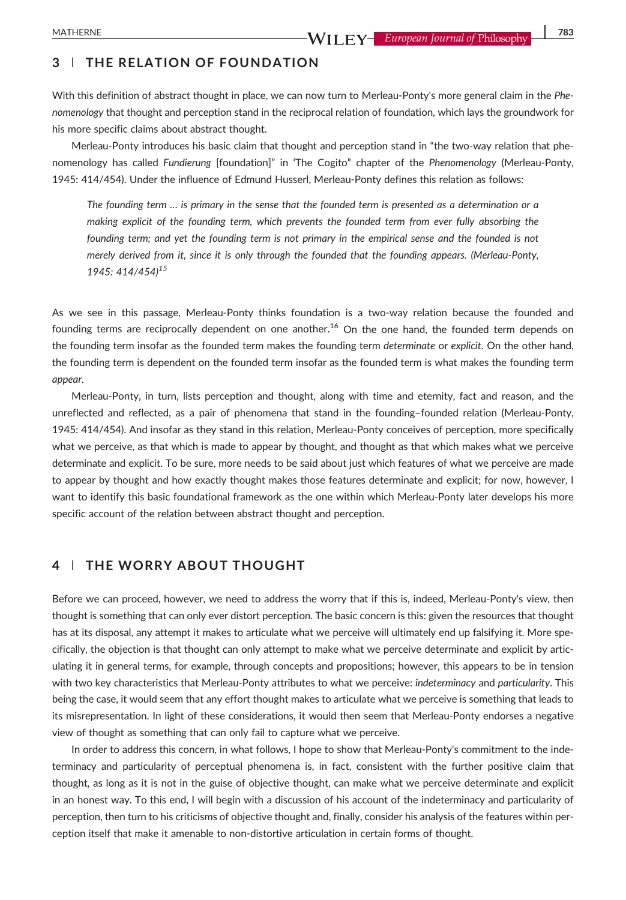## 3 | THE RELATION OF FOUNDATION

With this definition of abstract thought in place, we can now turn to Merleau-Ponty's more general claim in the *Phenomenology* that thought and perception stand in the reciprocal relation of foundation, which lays the groundwork for his more specific claims about abstract thought.

Merleau-Ponty introduces his basic claim that thought and perception stand in "the two-way relation that phenomenology has called *Fundierung* [foundation]" in 'The Cogito" chapter of the *Phenomenology* (Merleau-Ponty, 1945: 414/454). Under the influence of Edmund Husserl, Merleau-Ponty defines this relation as follows:

> *The founding term … is primary in the sense that the founded term is presented as a determination or a making explicit of the founding term, which prevents the founded term from ever fully absorbing the founding term; and yet the founding term is not primary in the empirical sense and the founded is not merely derived from it, since it is only through the founded that the founding appears. (Merleau-Ponty, 1945: 414/454)*[15]

As we see in this passage, Merleau-Ponty thinks foundation is a two-way relation because the founded and founding terms are reciprocally dependent on one another.[16] On the one hand, the founded term depends on the founding term insofar as the founded term makes the founding term *determinate* or *explicit*. On the other hand, the founding term is dependent on the founded term insofar as the founded term is what makes the founding term *appear*.

Merleau-Ponty, in turn, lists perception and thought, along with time and eternity, fact and reason, and the unreflected and reflected, as a pair of phenomena that stand in the founding–founded relation (Merleau-Ponty, 1945: 414/454). And insofar as they stand in this relation, Merleau-Ponty conceives of perception, more specifically what we perceive, as that which is made to appear by thought, and thought as that which makes what we perceive determinate and explicit. To be sure, more needs to be said about just which features of what we perceive are made to appear by thought and how exactly thought makes those features determinate and explicit; for now, however, I want to identify this basic foundational framework as the one within which Merleau-Ponty later develops his more specific account of the relation between abstract thought and perception.

## 4 | THE WORRY ABOUT THOUGHT

Before we can proceed, however, we need to address the worry that if this is, indeed, Merleau-Ponty's view, then thought is something that can only ever distort perception. The basic concern is this: given the resources that thought has at its disposal, any attempt it makes to articulate what we perceive will ultimately end up falsifying it. More specifically, the objection is that thought can only attempt to make what we perceive determinate and explicit by articulating it in general terms, for example, through concepts and propositions; however, this appears to be in tension with two key characteristics that Merleau-Ponty attributes to what we perceive: *indeterminacy* and *particularity*. This being the case, it would seem that any effort thought makes to articulate what we perceive is something that leads to its misrepresentation. In light of these considerations, it would then seem that Merleau-Ponty endorses a negative view of thought as something that can only fail to capture what we perceive.

In order to address this concern, in what follows, I hope to show that Merleau-Ponty's commitment to the indeterminacy and particularity of perceptual phenomena is, in fact, consistent with the further positive claim that thought, as long as it is not in the guise of objective thought, can make what we perceive determinate and explicit in an honest way. To this end, I will begin with a discussion of his account of the indeterminacy and particularity of perception, then turn to his criticisms of objective thought and, finally, consider his analysis of the features within perception itself that make it amenable to non-distortive articulation in certain forms of thought.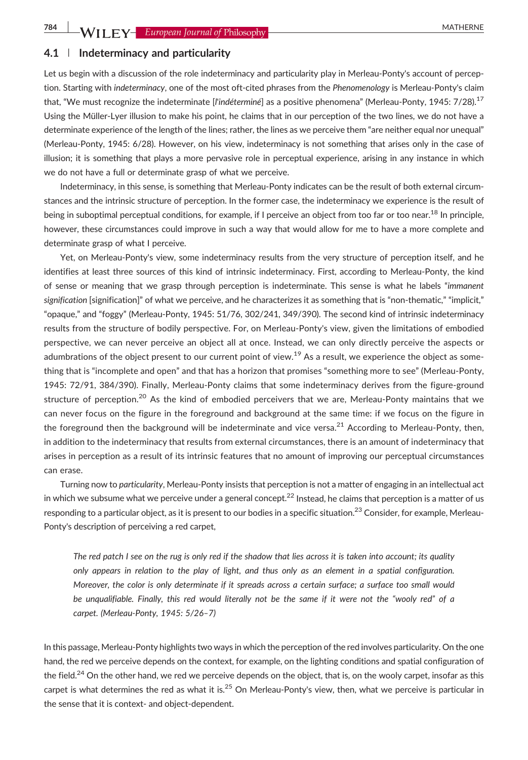### 4.1 | Indeterminacy and particularity

Let us begin with a discussion of the role indeterminacy and particularity play in Merleau-Ponty's account of perception. Starting with *indeterminacy*, one of the most oft-cited phrases from the *Phenomenology* is Merleau-Ponty's claim that, "We must recognize the indeterminate [*l'indéterminé*] as a positive phenomena" (Merleau-Ponty, 1945: 7/28).[17] Using the Müller-Lyer illusion to make his point, he claims that in our perception of the two lines, we do not have a determinate experience of the length of the lines; rather, the lines as we perceive them "are neither equal nor unequal" (Merleau-Ponty, 1945: 6/28). However, on his view, indeterminacy is not something that arises only in the case of illusion; it is something that plays a more pervasive role in perceptual experience, arising in any instance in which we do not have a full or determinate grasp of what we perceive.

Indeterminacy, in this sense, is something that Merleau-Ponty indicates can be the result of both external circumstances and the intrinsic structure of perception. In the former case, the indeterminacy we experience is the result of being in suboptimal perceptual conditions, for example, if I perceive an object from too far or too near.[18] In principle, however, these circumstances could improve in such a way that would allow for me to have a more complete and determinate grasp of what I perceive.

Yet, on Merleau-Ponty's view, some indeterminacy results from the very structure of perception itself, and he identifies at least three sources of this kind of intrinsic indeterminacy. First, according to Merleau-Ponty, the kind of sense or meaning that we grasp through perception is indeterminate. This sense is what he labels "*immanent signification* [signification]" of what we perceive, and he characterizes it as something that is "non-thematic," "implicit," "opaque," and "foggy" (Merleau-Ponty, 1945: 51/76, 302/241, 349/390). The second kind of intrinsic indeterminacy results from the structure of bodily perspective. For, on Merleau-Ponty's view, given the limitations of embodied perspective, we can never perceive an object all at once. Instead, we can only directly perceive the aspects or adumbrations of the object present to our current point of view.[19] As a result, we experience the object as something that is "incomplete and open" and that has a horizon that promises "something more to see" (Merleau-Ponty, 1945: 72/91, 384/390). Finally, Merleau-Ponty claims that some indeterminacy derives from the figure-ground structure of perception.[20] As the kind of embodied perceivers that we are, Merleau-Ponty maintains that we can never focus on the figure in the foreground and background at the same time: if we focus on the figure in the foreground then the background will be indeterminate and vice versa.[21] According to Merleau-Ponty, then, in addition to the indeterminacy that results from external circumstances, there is an amount of indeterminacy that arises in perception as a result of its intrinsic features that no amount of improving our perceptual circumstances can erase.

Turning now to *particularity*, Merleau-Ponty insists that perception is not a matter of engaging in an intellectual act in which we subsume what we perceive under a general concept.[22] Instead, he claims that perception is a matter of us responding to a particular object, as it is present to our bodies in a specific situation.[23] Consider, for example, Merleau-Ponty's description of perceiving a red carpet,

> *The red patch I see on the rug is only red if the shadow that lies across it is taken into account; its quality only appears in relation to the play of light, and thus only as an element in a spatial configuration. Moreover, the color is only determinate if it spreads across a certain surface; a surface too small would be unqualifiable. Finally, this red would literally not be the same if it were not the "wooly red" of a carpet. (Merleau-Ponty, 1945: 5/26–7)*

In this passage, Merleau-Ponty highlights two ways in which the perception of the red involves particularity. On the one hand, the red we perceive depends on the context, for example, on the lighting conditions and spatial configuration of the field.[24] On the other hand, we red we perceive depends on the object, that is, on the wooly carpet, insofar as this carpet is what determines the red as what it is.[25] On Merleau-Ponty's view, then, what we perceive is particular in the sense that it is context- and object-dependent.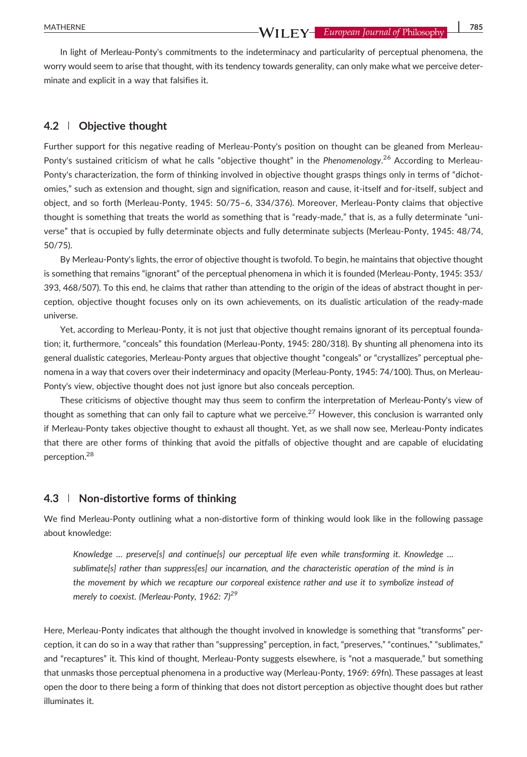In light of Merleau-Ponty's commitments to the indeterminacy and particularity of perceptual phenomena, the worry would seem to arise that thought, with its tendency towards generality, can only make what we perceive determinate and explicit in a way that falsifies it.

### 4.2 | Objective thought

Further support for this negative reading of Merleau-Ponty's position on thought can be gleaned from Merleau-Ponty's sustained criticism of what he calls "objective thought" in the *Phenomenology*.[26] According to Merleau-Ponty's characterization, the form of thinking involved in objective thought grasps things only in terms of "dichotomies," such as extension and thought, sign and signification, reason and cause, it-itself and for-itself, subject and object, and so forth (Merleau-Ponty, 1945: 50/75–6, 334/376). Moreover, Merleau-Ponty claims that objective thought is something that treats the world as something that is "ready-made," that is, as a fully determinate "universe" that is occupied by fully determinate objects and fully determinate subjects (Merleau-Ponty, 1945: 48/74, 50/75).

By Merleau-Ponty's lights, the error of objective thought is twofold. To begin, he maintains that objective thought is something that remains "ignorant" of the perceptual phenomena in which it is founded (Merleau-Ponty, 1945: 353/393, 468/507). To this end, he claims that rather than attending to the origin of the ideas of abstract thought in perception, objective thought focuses only on its own achievements, on its dualistic articulation of the ready-made universe.

Yet, according to Merleau-Ponty, it is not just that objective thought remains ignorant of its perceptual foundation; it, furthermore, "conceals" this foundation (Merleau-Ponty, 1945: 280/318). By shunting all phenomena into its general dualistic categories, Merleau-Ponty argues that objective thought "congeals" or "crystallizes" perceptual phenomena in a way that covers over their indeterminacy and opacity (Merleau-Ponty, 1945: 74/100). Thus, on Merleau-Ponty's view, objective thought does not just ignore but also conceals perception.

These criticisms of objective thought may thus seem to confirm the interpretation of Merleau-Ponty's view of thought as something that can only fail to capture what we perceive.[27] However, this conclusion is warranted only if Merleau-Ponty takes objective thought to exhaust all thought. Yet, as we shall now see, Merleau-Ponty indicates that there are other forms of thinking that avoid the pitfalls of objective thought and are capable of elucidating perception.[28]

### 4.3 | Non-distortive forms of thinking

We find Merleau-Ponty outlining what a non-distortive form of thinking would look like in the following passage about knowledge:

> *Knowledge … preserve[s] and continue[s] our perceptual life even while transforming it. Knowledge … sublimate[s] rather than suppress[es] our incarnation, and the characteristic operation of the mind is in the movement by which we recapture our corporeal existence rather and use it to symbolize instead of merely to coexist. (Merleau-Ponty, 1962: 7)*[29]

Here, Merleau-Ponty indicates that although the thought involved in knowledge is something that "transforms" perception, it can do so in a way that rather than "suppressing" perception, in fact, "preserves," "continues," "sublimates," and "recaptures" it. This kind of thought, Merleau-Ponty suggests elsewhere, is "not a masquerade," but something that unmasks those perceptual phenomena in a productive way (Merleau-Ponty, 1969: 69fn). These passages at least open the door to there being a form of thinking that does not distort perception as objective thought does but rather illuminates it.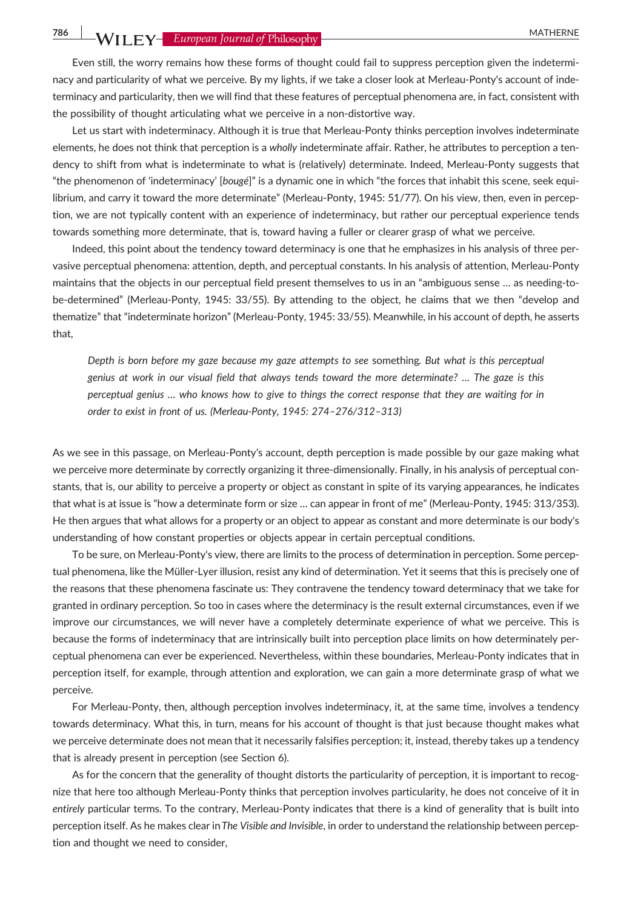Even still, the worry remains how these forms of thought could fail to suppress perception given the indeterminacy and particularity of what we perceive. By my lights, if we take a closer look at Merleau-Ponty's account of indeterminacy and particularity, then we will find that these features of perceptual phenomena are, in fact, consistent with the possibility of thought articulating what we perceive in a non-distortive way.

Let us start with indeterminacy. Although it is true that Merleau-Ponty thinks perception involves indeterminate elements, he does not think that perception is a *wholly* indeterminate affair. Rather, he attributes to perception a tendency to shift from what is indeterminate to what is (relatively) determinate. Indeed, Merleau-Ponty suggests that "the phenomenon of 'indeterminacy' [*bougé*]" is a dynamic one in which "the forces that inhabit this scene, seek equilibrium, and carry it toward the more determinate" (Merleau-Ponty, 1945: 51/77). On his view, then, even in perception, we are not typically content with an experience of indeterminacy, but rather our perceptual experience tends towards something more determinate, that is, toward having a fuller or clearer grasp of what we perceive.

Indeed, this point about the tendency toward determinacy is one that he emphasizes in his analysis of three pervasive perceptual phenomena: attention, depth, and perceptual constants. In his analysis of attention, Merleau-Ponty maintains that the objects in our perceptual field present themselves to us in an "ambiguous sense … as needing-to-be-determined" (Merleau-Ponty, 1945: 33/55). By attending to the object, he claims that we then "develop and thematize" that "indeterminate horizon" (Merleau-Ponty, 1945: 33/55). Meanwhile, in his account of depth, he asserts that,

> *Depth is born before my gaze because my gaze attempts to see* something*. But what is this perceptual genius at work in our visual field that always tends toward the more determinate? … The gaze is this perceptual genius … who knows how to give to things the correct response that they are waiting for in order to exist in front of us. (Merleau-Ponty, 1945: 274–276/312–313)*

As we see in this passage, on Merleau-Ponty's account, depth perception is made possible by our gaze making what we perceive more determinate by correctly organizing it three-dimensionally. Finally, in his analysis of perceptual constants, that is, our ability to perceive a property or object as constant in spite of its varying appearances, he indicates that what is at issue is "how a determinate form or size … can appear in front of me" (Merleau-Ponty, 1945: 313/353). He then argues that what allows for a property or an object to appear as constant and more determinate is our body's understanding of how constant properties or objects appear in certain perceptual conditions.

To be sure, on Merleau-Ponty's view, there are limits to the process of determination in perception. Some perceptual phenomena, like the Müller-Lyer illusion, resist any kind of determination. Yet it seems that this is precisely one of the reasons that these phenomena fascinate us: They contravene the tendency toward determinacy that we take for granted in ordinary perception. So too in cases where the determinacy is the result external circumstances, even if we improve our circumstances, we will never have a completely determinate experience of what we perceive. This is because the forms of indeterminacy that are intrinsically built into perception place limits on how determinately perceptual phenomena can ever be experienced. Nevertheless, within these boundaries, Merleau-Ponty indicates that in perception itself, for example, through attention and exploration, we can gain a more determinate grasp of what we perceive.

For Merleau-Ponty, then, although perception involves indeterminacy, it, at the same time, involves a tendency towards determinacy. What this, in turn, means for his account of thought is that just because thought makes what we perceive determinate does not mean that it necessarily falsifies perception; it, instead, thereby takes up a tendency that is already present in perception (see Section 6).

As for the concern that the generality of thought distorts the particularity of perception, it is important to recognize that here too although Merleau-Ponty thinks that perception involves particularity, he does not conceive of it in *entirely* particular terms. To the contrary, Merleau-Ponty indicates that there is a kind of generality that is built into perception itself. As he makes clear in *The Visible and Invisible*, in order to understand the relationship between perception and thought we need to consider,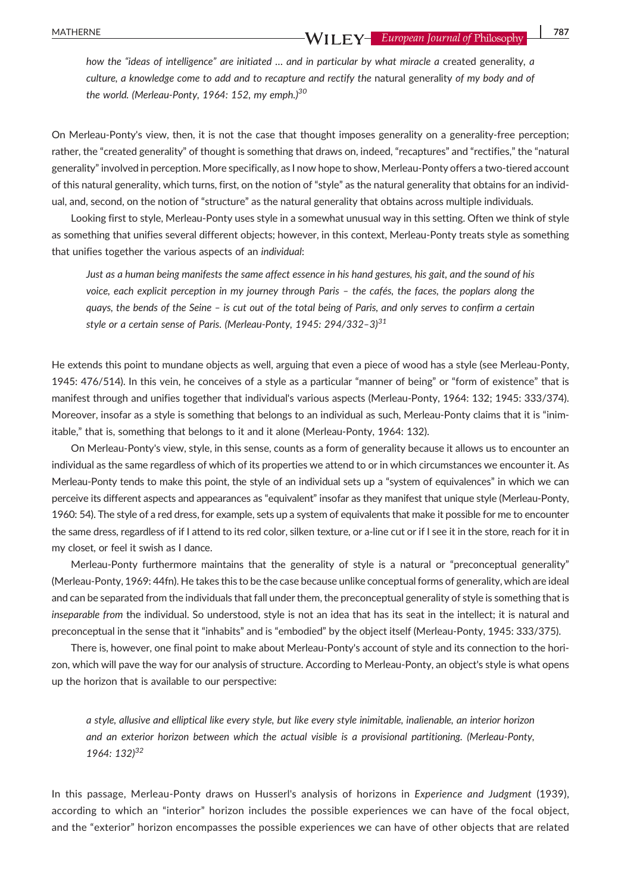*how the "ideas of intelligence" are initiated … and in particular by what miracle a* created generality, *a culture, a knowledge come to add and to recapture and rectify the* natural generality *of my body and of the world. (Merleau-Ponty, 1964: 152, my emph.)*[30]

On Merleau-Ponty's view, then, it is not the case that thought imposes generality on a generality-free perception; rather, the "created generality" of thought is something that draws on, indeed, "recaptures" and "rectifies," the "natural generality" involved in perception. More specifically, as I now hope to show, Merleau-Ponty offers a two-tiered account of this natural generality, which turns, first, on the notion of "style" as the natural generality that obtains for an individual, and, second, on the notion of "structure" as the natural generality that obtains across multiple individuals.

Looking first to style, Merleau-Ponty uses style in a somewhat unusual way in this setting. Often we think of style as something that unifies several different objects; however, in this context, Merleau-Ponty treats style as something that unifies together the various aspects of an *individual*:

> *Just as a human being manifests the same affect essence in his hand gestures, his gait, and the sound of his voice, each explicit perception in my journey through Paris – the cafés, the faces, the poplars along the quays, the bends of the Seine – is cut out of the total being of Paris, and only serves to confirm a certain style or a certain sense of Paris. (Merleau-Ponty, 1945: 294/332–3)*[31]

He extends this point to mundane objects as well, arguing that even a piece of wood has a style (see Merleau-Ponty, 1945: 476/514). In this vein, he conceives of a style as a particular "manner of being" or "form of existence" that is manifest through and unifies together that individual's various aspects (Merleau-Ponty, 1964: 132; 1945: 333/374). Moreover, insofar as a style is something that belongs to an individual as such, Merleau-Ponty claims that it is "inimitable," that is, something that belongs to it and it alone (Merleau-Ponty, 1964: 132).

On Merleau-Ponty's view, style, in this sense, counts as a form of generality because it allows us to encounter an individual as the same regardless of which of its properties we attend to or in which circumstances we encounter it. As Merleau-Ponty tends to make this point, the style of an individual sets up a "system of equivalences" in which we can perceive its different aspects and appearances as "equivalent" insofar as they manifest that unique style (Merleau-Ponty, 1960: 54). The style of a red dress, for example, sets up a system of equivalents that make it possible for me to encounter the same dress, regardless of if I attend to its red color, silken texture, or a-line cut or if I see it in the store, reach for it in my closet, or feel it swish as I dance.

Merleau-Ponty furthermore maintains that the generality of style is a natural or "preconceptual generality" (Merleau-Ponty, 1969: 44fn). He takes this to be the case because unlike conceptual forms of generality, which are ideal and can be separated from the individuals that fall under them, the preconceptual generality of style is something that is *inseparable from* the individual. So understood, style is not an idea that has its seat in the intellect; it is natural and preconceptual in the sense that it "inhabits" and is "embodied" by the object itself (Merleau-Ponty, 1945: 333/375).

There is, however, one final point to make about Merleau-Ponty's account of style and its connection to the horizon, which will pave the way for our analysis of structure. According to Merleau-Ponty, an object's style is what opens up the horizon that is available to our perspective:

> *a style, allusive and elliptical like every style, but like every style inimitable, inalienable, an interior horizon and an exterior horizon between which the actual visible is a provisional partitioning. (Merleau-Ponty, 1964: 132)*[32]

In this passage, Merleau-Ponty draws on Husserl's analysis of horizons in *Experience and Judgment* (1939), according to which an "interior" horizon includes the possible experiences we can have of the focal object, and the "exterior" horizon encompasses the possible experiences we can have of other objects that are related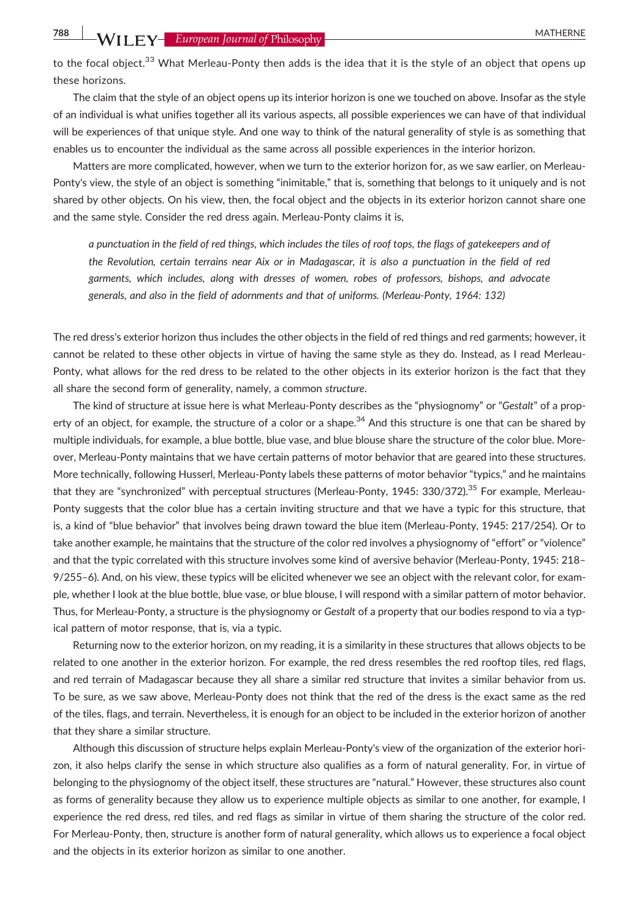to the focal object.[33] What Merleau-Ponty then adds is the idea that it is the style of an object that opens up these horizons.

The claim that the style of an object opens up its interior horizon is one we touched on above. Insofar as the style of an individual is what unifies together all its various aspects, all possible experiences we can have of that individual will be experiences of that unique style. And one way to think of the natural generality of style is as something that enables us to encounter the individual as the same across all possible experiences in the interior horizon.

Matters are more complicated, however, when we turn to the exterior horizon for, as we saw earlier, on Merleau-Ponty's view, the style of an object is something "inimitable," that is, something that belongs to it uniquely and is not shared by other objects. On his view, then, the focal object and the objects in its exterior horizon cannot share one and the same style. Consider the red dress again. Merleau-Ponty claims it is,

> *a punctuation in the field of red things, which includes the tiles of roof tops, the flags of gatekeepers and of the Revolution, certain terrains near Aix or in Madagascar, it is also a punctuation in the field of red garments, which includes, along with dresses of women, robes of professors, bishops, and advocate generals, and also in the field of adornments and that of uniforms. (Merleau-Ponty, 1964: 132)*

The red dress's exterior horizon thus includes the other objects in the field of red things and red garments; however, it cannot be related to these other objects in virtue of having the same style as they do. Instead, as I read Merleau-Ponty, what allows for the red dress to be related to the other objects in its exterior horizon is the fact that they all share the second form of generality, namely, a common *structure*.

The kind of structure at issue here is what Merleau-Ponty describes as the "physiognomy" or "*Gestalt*" of a property of an object, for example, the structure of a color or a shape.[34] And this structure is one that can be shared by multiple individuals, for example, a blue bottle, blue vase, and blue blouse share the structure of the color blue. Moreover, Merleau-Ponty maintains that we have certain patterns of motor behavior that are geared into these structures. More technically, following Husserl, Merleau-Ponty labels these patterns of motor behavior "typics," and he maintains that they are "synchronized" with perceptual structures (Merleau-Ponty, 1945: 330/372).[35] For example, Merleau-Ponty suggests that the color blue has a certain inviting structure and that we have a typic for this structure, that is, a kind of "blue behavior" that involves being drawn toward the blue item (Merleau-Ponty, 1945: 217/254). Or to take another example, he maintains that the structure of the color red involves a physiognomy of "effort" or "violence" and that the typic correlated with this structure involves some kind of aversive behavior (Merleau-Ponty, 1945: 218–9/255–6). And, on his view, these typics will be elicited whenever we see an object with the relevant color, for example, whether I look at the blue bottle, blue vase, or blue blouse, I will respond with a similar pattern of motor behavior. Thus, for Merleau-Ponty, a structure is the physiognomy or *Gestalt* of a property that our bodies respond to via a typical pattern of motor response, that is, via a typic.

Returning now to the exterior horizon, on my reading, it is a similarity in these structures that allows objects to be related to one another in the exterior horizon. For example, the red dress resembles the red rooftop tiles, red flags, and red terrain of Madagascar because they all share a similar red structure that invites a similar behavior from us. To be sure, as we saw above, Merleau-Ponty does not think that the red of the dress is the exact same as the red of the tiles, flags, and terrain. Nevertheless, it is enough for an object to be included in the exterior horizon of another that they share a similar structure.

Although this discussion of structure helps explain Merleau-Ponty's view of the organization of the exterior horizon, it also helps clarify the sense in which structure also qualifies as a form of natural generality. For, in virtue of belonging to the physiognomy of the object itself, these structures are "natural." However, these structures also count as forms of generality because they allow us to experience multiple objects as similar to one another, for example, I experience the red dress, red tiles, and red flags as similar in virtue of them sharing the structure of the color red. For Merleau-Ponty, then, structure is another form of natural generality, which allows us to experience a focal object and the objects in its exterior horizon as similar to one another.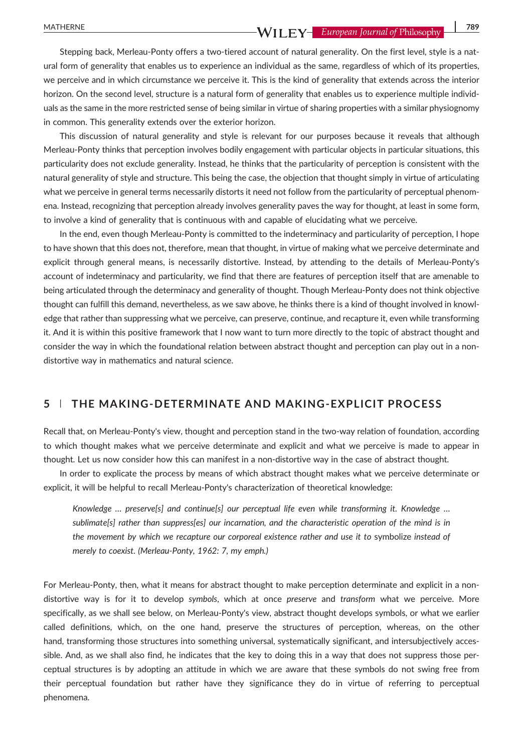Stepping back, Merleau-Ponty offers a two-tiered account of natural generality. On the first level, style is a natural form of generality that enables us to experience an individual as the same, regardless of which of its properties, we perceive and in which circumstance we perceive it. This is the kind of generality that extends across the interior horizon. On the second level, structure is a natural form of generality that enables us to experience multiple individuals as the same in the more restricted sense of being similar in virtue of sharing properties with a similar physiognomy in common. This generality extends over the exterior horizon.

This discussion of natural generality and style is relevant for our purposes because it reveals that although Merleau-Ponty thinks that perception involves bodily engagement with particular objects in particular situations, this particularity does not exclude generality. Instead, he thinks that the particularity of perception is consistent with the natural generality of style and structure. This being the case, the objection that thought simply in virtue of articulating what we perceive in general terms necessarily distorts it need not follow from the particularity of perceptual phenomena. Instead, recognizing that perception already involves generality paves the way for thought, at least in some form, to involve a kind of generality that is continuous with and capable of elucidating what we perceive.

In the end, even though Merleau-Ponty is committed to the indeterminacy and particularity of perception, I hope to have shown that this does not, therefore, mean that thought, in virtue of making what we perceive determinate and explicit through general means, is necessarily distortive. Instead, by attending to the details of Merleau-Ponty's account of indeterminacy and particularity, we find that there are features of perception itself that are amenable to being articulated through the determinacy and generality of thought. Though Merleau-Ponty does not think objective thought can fulfill this demand, nevertheless, as we saw above, he thinks there is a kind of thought involved in knowledge that rather than suppressing what we perceive, can preserve, continue, and recapture it, even while transforming it. And it is within this positive framework that I now want to turn more directly to the topic of abstract thought and consider the way in which the foundational relation between abstract thought and perception can play out in a non-distortive way in mathematics and natural science.

## 5 | THE MAKING-DETERMINATE AND MAKING-EXPLICIT PROCESS

Recall that, on Merleau-Ponty's view, thought and perception stand in the two-way relation of foundation, according to which thought makes what we perceive determinate and explicit and what we perceive is made to appear in thought. Let us now consider how this can manifest in a non-distortive way in the case of abstract thought.

In order to explicate the process by means of which abstract thought makes what we perceive determinate or explicit, it will be helpful to recall Merleau-Ponty's characterization of theoretical knowledge:

> *Knowledge … preserve[s] and continue[s] our perceptual life even while transforming it. Knowledge … sublimate[s] rather than suppress[es] our incarnation, and the characteristic operation of the mind is in the movement by which we recapture our corporeal existence rather and use it to* symbolize *instead of merely to coexist. (Merleau-Ponty, 1962: 7, my emph.)*

For Merleau-Ponty, then, what it means for abstract thought to make perception determinate and explicit in a non-distortive way is for it to develop *symbols*, which at once *preserve* and *transform* what we perceive. More specifically, as we shall see below, on Merleau-Ponty's view, abstract thought develops symbols, or what we earlier called definitions, which, on the one hand, preserve the structures of perception, whereas, on the other hand, transforming those structures into something universal, systematically significant, and intersubjectively accessible. And, as we shall also find, he indicates that the key to doing this in a way that does not suppress those perceptual structures is by adopting an attitude in which we are aware that these symbols do not swing free from their perceptual foundation but rather have they significance they do in virtue of referring to perceptual phenomena.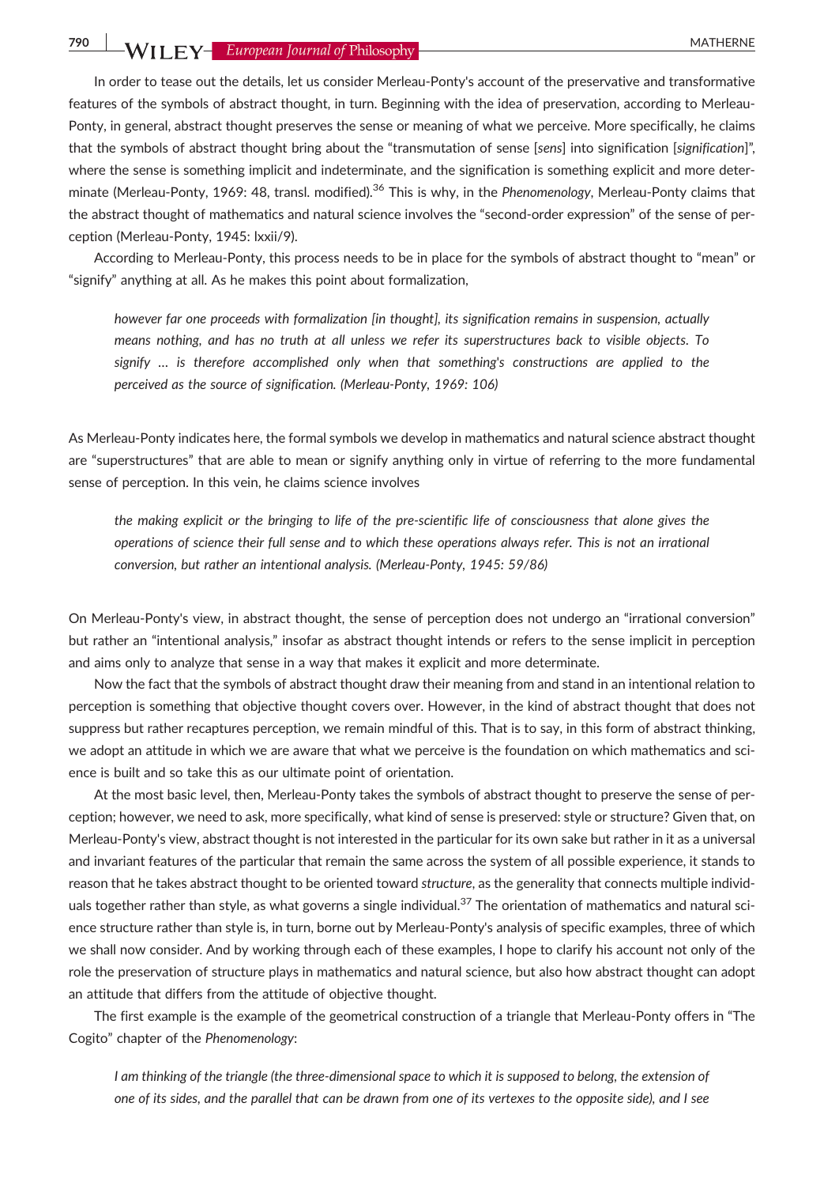In order to tease out the details, let us consider Merleau-Ponty's account of the preservative and transformative features of the symbols of abstract thought, in turn. Beginning with the idea of preservation, according to Merleau-Ponty, in general, abstract thought preserves the sense or meaning of what we perceive. More specifically, he claims that the symbols of abstract thought bring about the "transmutation of sense [*sens*] into signification [*signification*]", where the sense is something implicit and indeterminate, and the signification is something explicit and more determinate (Merleau-Ponty, 1969: 48, transl. modified).[36] This is why, in the *Phenomenology*, Merleau-Ponty claims that the abstract thought of mathematics and natural science involves the "second-order expression" of the sense of perception (Merleau-Ponty, 1945: lxxii/9).

According to Merleau-Ponty, this process needs to be in place for the symbols of abstract thought to "mean" or "signify" anything at all. As he makes this point about formalization,

> *however far one proceeds with formalization [in thought], its signification remains in suspension, actually means nothing, and has no truth at all unless we refer its superstructures back to visible objects. To signify … is therefore accomplished only when that something's constructions are applied to the perceived as the source of signification. (Merleau-Ponty, 1969: 106)*

As Merleau-Ponty indicates here, the formal symbols we develop in mathematics and natural science abstract thought are "superstructures" that are able to mean or signify anything only in virtue of referring to the more fundamental sense of perception. In this vein, he claims science involves

> *the making explicit or the bringing to life of the pre-scientific life of consciousness that alone gives the operations of science their full sense and to which these operations always refer. This is not an irrational conversion, but rather an intentional analysis. (Merleau-Ponty, 1945: 59/86)*

On Merleau-Ponty's view, in abstract thought, the sense of perception does not undergo an "irrational conversion" but rather an "intentional analysis," insofar as abstract thought intends or refers to the sense implicit in perception and aims only to analyze that sense in a way that makes it explicit and more determinate.

Now the fact that the symbols of abstract thought draw their meaning from and stand in an intentional relation to perception is something that objective thought covers over. However, in the kind of abstract thought that does not suppress but rather recaptures perception, we remain mindful of this. That is to say, in this form of abstract thinking, we adopt an attitude in which we are aware that what we perceive is the foundation on which mathematics and science is built and so take this as our ultimate point of orientation.

At the most basic level, then, Merleau-Ponty takes the symbols of abstract thought to preserve the sense of perception; however, we need to ask, more specifically, what kind of sense is preserved: style or structure? Given that, on Merleau-Ponty's view, abstract thought is not interested in the particular for its own sake but rather in it as a universal and invariant features of the particular that remain the same across the system of all possible experience, it stands to reason that he takes abstract thought to be oriented toward *structure*, as the generality that connects multiple individuals together rather than style, as what governs a single individual.[37] The orientation of mathematics and natural science structure rather than style is, in turn, borne out by Merleau-Ponty's analysis of specific examples, three of which we shall now consider. And by working through each of these examples, I hope to clarify his account not only of the role the preservation of structure plays in mathematics and natural science, but also how abstract thought can adopt an attitude that differs from the attitude of objective thought.

The first example is the example of the geometrical construction of a triangle that Merleau-Ponty offers in "The Cogito" chapter of the *Phenomenology*:

> *I am thinking of the triangle (the three-dimensional space to which it is supposed to belong, the extension of one of its sides, and the parallel that can be drawn from one of its vertexes to the opposite side), and I see*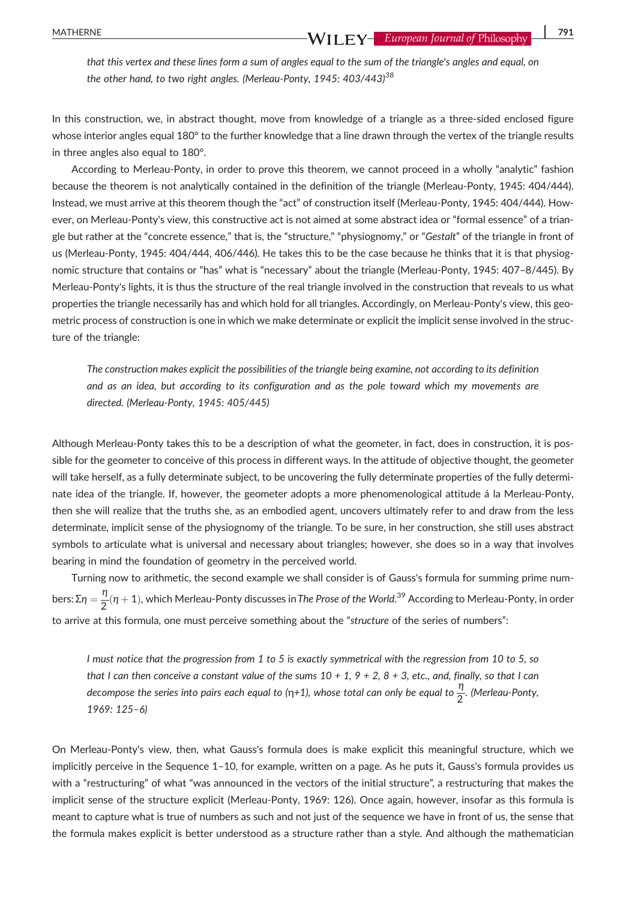*that this vertex and these lines form a sum of angles equal to the sum of the triangle's angles and equal, on the other hand, to two right angles. (Merleau-Ponty, 1945: 403/443)*[38]

In this construction, we, in abstract thought, move from knowledge of a triangle as a three-sided enclosed figure whose interior angles equal 180° to the further knowledge that a line drawn through the vertex of the triangle results in three angles also equal to 180°.

According to Merleau-Ponty, in order to prove this theorem, we cannot proceed in a wholly "analytic" fashion because the theorem is not analytically contained in the definition of the triangle (Merleau-Ponty, 1945: 404/444). Instead, we must arrive at this theorem though the "act" of construction itself (Merleau-Ponty, 1945: 404/444). However, on Merleau-Ponty's view, this constructive act is not aimed at some abstract idea or "formal essence" of a triangle but rather at the "concrete essence," that is, the "structure," "physiognomy," or "*Gestalt*" of the triangle in front of us (Merleau-Ponty, 1945: 404/444, 406/446). He takes this to be the case because he thinks that it is that physiognomic structure that contains or "has" what is "necessary" about the triangle (Merleau-Ponty, 1945: 407–8/445). By Merleau-Ponty's lights, it is thus the structure of the real triangle involved in the construction that reveals to us what properties the triangle necessarily has and which hold for all triangles. Accordingly, on Merleau-Ponty's view, this geometric process of construction is one in which we make determinate or explicit the implicit sense involved in the structure of the triangle:

*The construction makes explicit the possibilities of the triangle being examine, not according to its definition and as an idea, but according to its configuration and as the pole toward which my movements are directed. (Merleau-Ponty, 1945: 405/445)*

Although Merleau-Ponty takes this to be a description of what the geometer, in fact, does in construction, it is possible for the geometer to conceive of this process in different ways. In the attitude of objective thought, the geometer will take herself, as a fully determinate subject, to be uncovering the fully determinate properties of the fully determinate idea of the triangle. If, however, the geometer adopts a more phenomenological attitude á la Merleau-Ponty, then she will realize that the truths she, as an embodied agent, uncovers ultimately refer to and draw from the less determinate, implicit sense of the physiognomy of the triangle. To be sure, in her construction, she still uses abstract symbols to articulate what is universal and necessary about triangles; however, she does so in a way that involves bearing in mind the foundation of geometry in the perceived world.

Turning now to arithmetic, the second example we shall consider is of Gauss's formula for summing prime numbers: $\Sigma\eta = \frac{\eta}{2}(\eta + 1)$, which Merleau-Ponty discusses in *The Prose of the World.*[39] According to Merleau-Ponty, in order to arrive at this formula, one must perceive something about the "*structure* of the series of numbers":

*I must notice that the progression from 1 to 5 is exactly symmetrical with the regression from 10 to 5, so that I can then conceive a constant value of the sums 10 + 1, 9 + 2, 8 + 3, etc., and, finally, so that I can decompose the series into pairs each equal to (η+1), whose total can only be equal to $\frac{\eta}{2}$. (Merleau-Ponty, 1969: 125–6)*

On Merleau-Ponty's view, then, what Gauss's formula does is make explicit this meaningful structure, which we implicitly perceive in the Sequence 1–10, for example, written on a page. As he puts it, Gauss's formula provides us with a "restructuring" of what "was announced in the vectors of the initial structure", a restructuring that makes the implicit sense of the structure explicit (Merleau-Ponty, 1969: 126). Once again, however, insofar as this formula is meant to capture what is true of numbers as such and not just of the sequence we have in front of us, the sense that the formula makes explicit is better understood as a structure rather than a style. And although the mathematician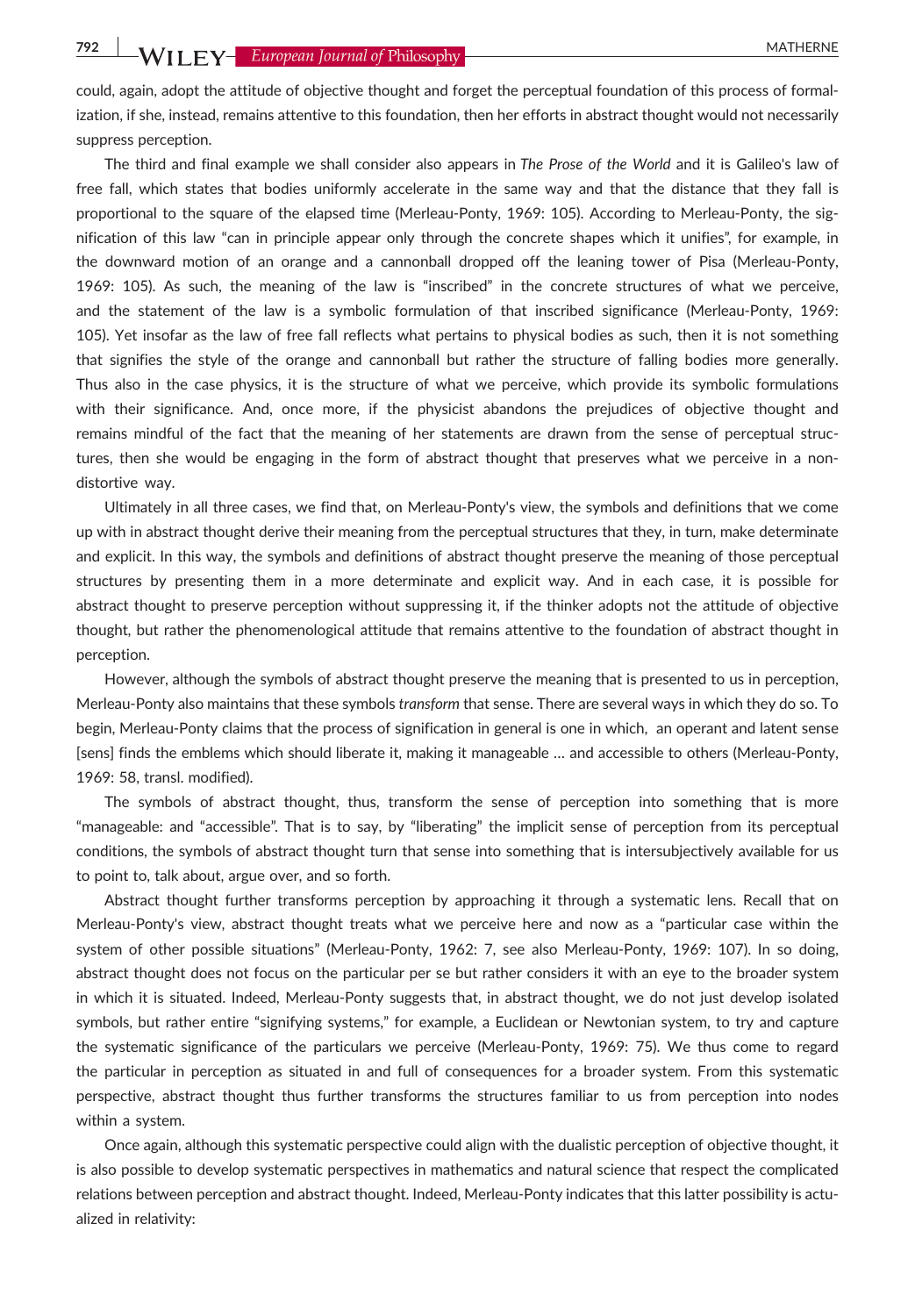could, again, adopt the attitude of objective thought and forget the perceptual foundation of this process of formalization, if she, instead, remains attentive to this foundation, then her efforts in abstract thought would not necessarily suppress perception.

The third and final example we shall consider also appears in *The Prose of the World* and it is Galileo's law of free fall, which states that bodies uniformly accelerate in the same way and that the distance that they fall is proportional to the square of the elapsed time (Merleau-Ponty, 1969: 105). According to Merleau-Ponty, the signification of this law "can in principle appear only through the concrete shapes which it unifies", for example, in the downward motion of an orange and a cannonball dropped off the leaning tower of Pisa (Merleau-Ponty, 1969: 105). As such, the meaning of the law is "inscribed" in the concrete structures of what we perceive, and the statement of the law is a symbolic formulation of that inscribed significance (Merleau-Ponty, 1969: 105). Yet insofar as the law of free fall reflects what pertains to physical bodies as such, then it is not something that signifies the style of the orange and cannonball but rather the structure of falling bodies more generally. Thus also in the case physics, it is the structure of what we perceive, which provide its symbolic formulations with their significance. And, once more, if the physicist abandons the prejudices of objective thought and remains mindful of the fact that the meaning of her statements are drawn from the sense of perceptual structures, then she would be engaging in the form of abstract thought that preserves what we perceive in a non-distortive way.

Ultimately in all three cases, we find that, on Merleau-Ponty's view, the symbols and definitions that we come up with in abstract thought derive their meaning from the perceptual structures that they, in turn, make determinate and explicit. In this way, the symbols and definitions of abstract thought preserve the meaning of those perceptual structures by presenting them in a more determinate and explicit way. And in each case, it is possible for abstract thought to preserve perception without suppressing it, if the thinker adopts not the attitude of objective thought, but rather the phenomenological attitude that remains attentive to the foundation of abstract thought in perception.

However, although the symbols of abstract thought preserve the meaning that is presented to us in perception, Merleau-Ponty also maintains that these symbols *transform* that sense. There are several ways in which they do so. To begin, Merleau-Ponty claims that the process of signification in general is one in which, an operant and latent sense [sens] finds the emblems which should liberate it, making it manageable … and accessible to others (Merleau-Ponty, 1969: 58, transl. modified).

The symbols of abstract thought, thus, transform the sense of perception into something that is more "manageable: and "accessible". That is to say, by "liberating" the implicit sense of perception from its perceptual conditions, the symbols of abstract thought turn that sense into something that is intersubjectively available for us to point to, talk about, argue over, and so forth.

Abstract thought further transforms perception by approaching it through a systematic lens. Recall that on Merleau-Ponty's view, abstract thought treats what we perceive here and now as a "particular case within the system of other possible situations" (Merleau-Ponty, 1962: 7, see also Merleau-Ponty, 1969: 107). In so doing, abstract thought does not focus on the particular per se but rather considers it with an eye to the broader system in which it is situated. Indeed, Merleau-Ponty suggests that, in abstract thought, we do not just develop isolated symbols, but rather entire "signifying systems," for example, a Euclidean or Newtonian system, to try and capture the systematic significance of the particulars we perceive (Merleau-Ponty, 1969: 75). We thus come to regard the particular in perception as situated in and full of consequences for a broader system. From this systematic perspective, abstract thought thus further transforms the structures familiar to us from perception into nodes within a system.

Once again, although this systematic perspective could align with the dualistic perception of objective thought, it is also possible to develop systematic perspectives in mathematics and natural science that respect the complicated relations between perception and abstract thought. Indeed, Merleau-Ponty indicates that this latter possibility is actualized in relativity: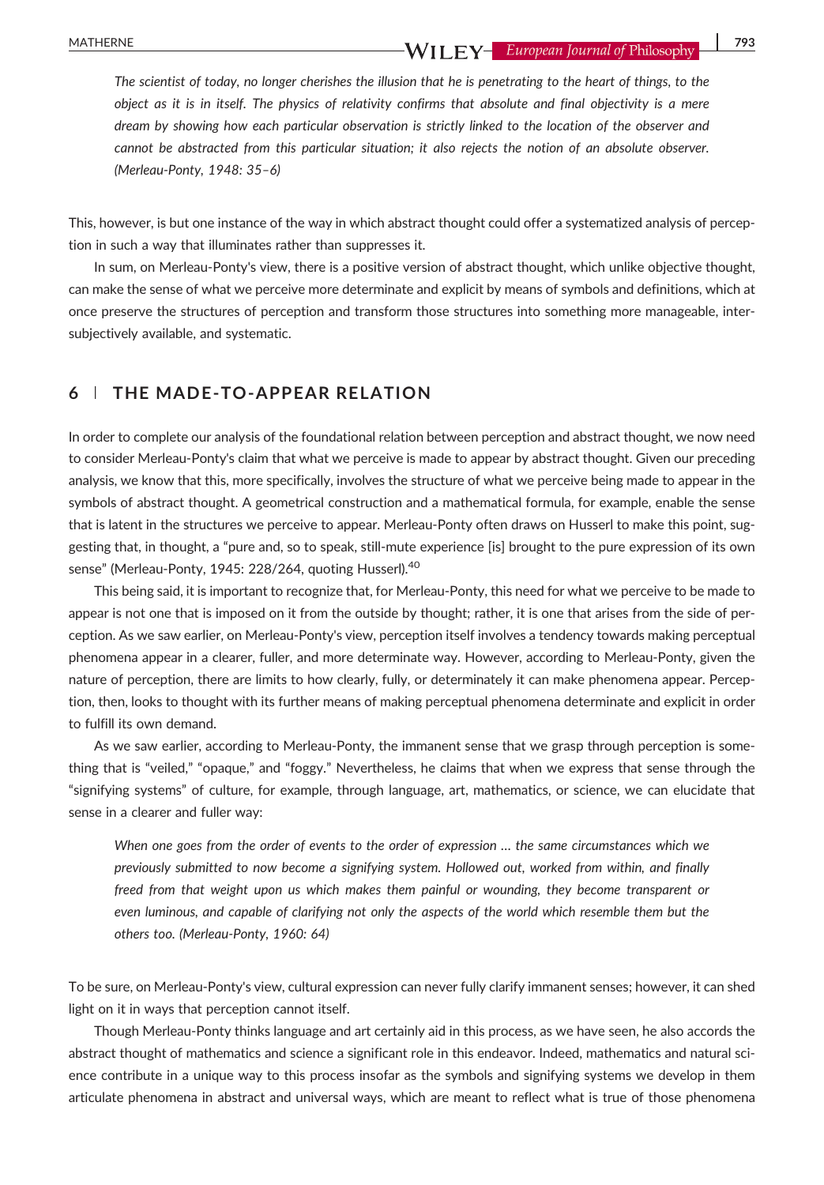> *The scientist of today, no longer cherishes the illusion that he is penetrating to the heart of things, to the object as it is in itself. The physics of relativity confirms that absolute and final objectivity is a mere dream by showing how each particular observation is strictly linked to the location of the observer and cannot be abstracted from this particular situation; it also rejects the notion of an absolute observer. (Merleau-Ponty, 1948: 35–6)*

This, however, is but one instance of the way in which abstract thought could offer a systematized analysis of perception in such a way that illuminates rather than suppresses it.

In sum, on Merleau-Ponty's view, there is a positive version of abstract thought, which unlike objective thought, can make the sense of what we perceive more determinate and explicit by means of symbols and definitions, which at once preserve the structures of perception and transform those structures into something more manageable, intersubjectively available, and systematic.

## 6 | THE MADE-TO-APPEAR RELATION

In order to complete our analysis of the foundational relation between perception and abstract thought, we now need to consider Merleau-Ponty's claim that what we perceive is made to appear by abstract thought. Given our preceding analysis, we know that this, more specifically, involves the structure of what we perceive being made to appear in the symbols of abstract thought. A geometrical construction and a mathematical formula, for example, enable the sense that is latent in the structures we perceive to appear. Merleau-Ponty often draws on Husserl to make this point, suggesting that, in thought, a "pure and, so to speak, still-mute experience [is] brought to the pure expression of its own sense" (Merleau-Ponty, 1945: 228/264, quoting Husserl).[40]

This being said, it is important to recognize that, for Merleau-Ponty, this need for what we perceive to be made to appear is not one that is imposed on it from the outside by thought; rather, it is one that arises from the side of perception. As we saw earlier, on Merleau-Ponty's view, perception itself involves a tendency towards making perceptual phenomena appear in a clearer, fuller, and more determinate way. However, according to Merleau-Ponty, given the nature of perception, there are limits to how clearly, fully, or determinately it can make phenomena appear. Perception, then, looks to thought with its further means of making perceptual phenomena determinate and explicit in order to fulfill its own demand.

As we saw earlier, according to Merleau-Ponty, the immanent sense that we grasp through perception is something that is "veiled," "opaque," and "foggy." Nevertheless, he claims that when we express that sense through the "signifying systems" of culture, for example, through language, art, mathematics, or science, we can elucidate that sense in a clearer and fuller way:

> *When one goes from the order of events to the order of expression … the same circumstances which we previously submitted to now become a signifying system. Hollowed out, worked from within, and finally freed from that weight upon us which makes them painful or wounding, they become transparent or even luminous, and capable of clarifying not only the aspects of the world which resemble them but the others too. (Merleau-Ponty, 1960: 64)*

To be sure, on Merleau-Ponty's view, cultural expression can never fully clarify immanent senses; however, it can shed light on it in ways that perception cannot itself.

Though Merleau-Ponty thinks language and art certainly aid in this process, as we have seen, he also accords the abstract thought of mathematics and science a significant role in this endeavor. Indeed, mathematics and natural science contribute in a unique way to this process insofar as the symbols and signifying systems we develop in them articulate phenomena in abstract and universal ways, which are meant to reflect what is true of those phenomena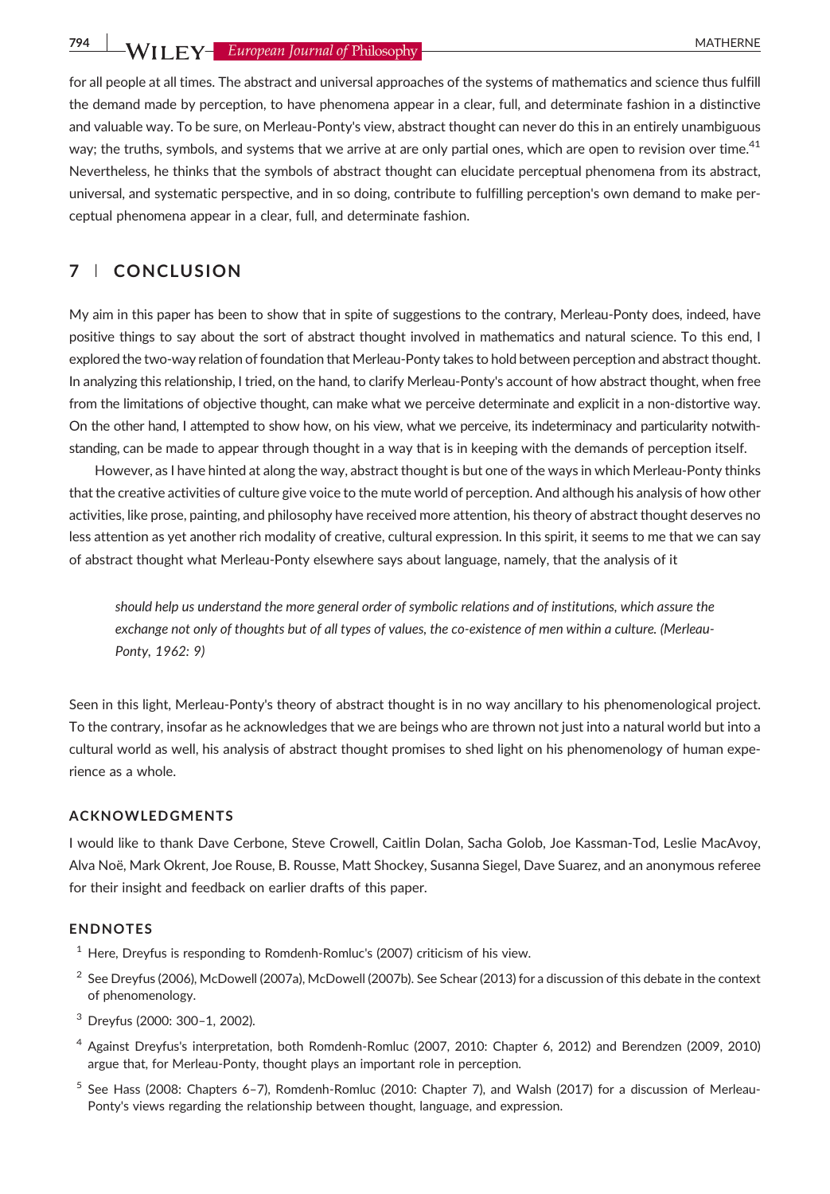for all people at all times. The abstract and universal approaches of the systems of mathematics and science thus fulfill the demand made by perception, to have phenomena appear in a clear, full, and determinate fashion in a distinctive and valuable way. To be sure, on Merleau-Ponty's view, abstract thought can never do this in an entirely unambiguous way; the truths, symbols, and systems that we arrive at are only partial ones, which are open to revision over time.[41] Nevertheless, he thinks that the symbols of abstract thought can elucidate perceptual phenomena from its abstract, universal, and systematic perspective, and in so doing, contribute to fulfilling perception's own demand to make perceptual phenomena appear in a clear, full, and determinate fashion.

## 7 | CONCLUSION

My aim in this paper has been to show that in spite of suggestions to the contrary, Merleau-Ponty does, indeed, have positive things to say about the sort of abstract thought involved in mathematics and natural science. To this end, I explored the two-way relation of foundation that Merleau-Ponty takes to hold between perception and abstract thought. In analyzing this relationship, I tried, on the hand, to clarify Merleau-Ponty's account of how abstract thought, when free from the limitations of objective thought, can make what we perceive determinate and explicit in a non-distortive way. On the other hand, I attempted to show how, on his view, what we perceive, its indeterminacy and particularity notwithstanding, can be made to appear through thought in a way that is in keeping with the demands of perception itself.

However, as I have hinted at along the way, abstract thought is but one of the ways in which Merleau-Ponty thinks that the creative activities of culture give voice to the mute world of perception. And although his analysis of how other activities, like prose, painting, and philosophy have received more attention, his theory of abstract thought deserves no less attention as yet another rich modality of creative, cultural expression. In this spirit, it seems to me that we can say of abstract thought what Merleau-Ponty elsewhere says about language, namely, that the analysis of it

> *should help us understand the more general order of symbolic relations and of institutions, which assure the exchange not only of thoughts but of all types of values, the co-existence of men within a culture. (Merleau-Ponty, 1962: 9)*

Seen in this light, Merleau-Ponty's theory of abstract thought is in no way ancillary to his phenomenological project. To the contrary, insofar as he acknowledges that we are beings who are thrown not just into a natural world but into a cultural world as well, his analysis of abstract thought promises to shed light on his phenomenology of human experience as a whole.

### ACKNOWLEDGMENTS

I would like to thank Dave Cerbone, Steve Crowell, Caitlin Dolan, Sacha Golob, Joe Kassman-Tod, Leslie MacAvoy, Alva Noë, Mark Okrent, Joe Rouse, B. Rousse, Matt Shockey, Susanna Siegel, Dave Suarez, and an anonymous referee for their insight and feedback on earlier drafts of this paper.

### ENDNOTES

[1] Here, Dreyfus is responding to Romdenh-Romluc's (2007) criticism of his view.

[2] See Dreyfus (2006), McDowell (2007a), McDowell (2007b). See Schear (2013) for a discussion of this debate in the context of phenomenology.

[3] Dreyfus (2000: 300–1, 2002).

[4] Against Dreyfus's interpretation, both Romdenh-Romluc (2007, 2010: Chapter 6, 2012) and Berendzen (2009, 2010) argue that, for Merleau-Ponty, thought plays an important role in perception.

[5] See Hass (2008: Chapters 6–7), Romdenh-Romluc (2010: Chapter 7), and Walsh (2017) for a discussion of Merleau-Ponty's views regarding the relationship between thought, language, and expression.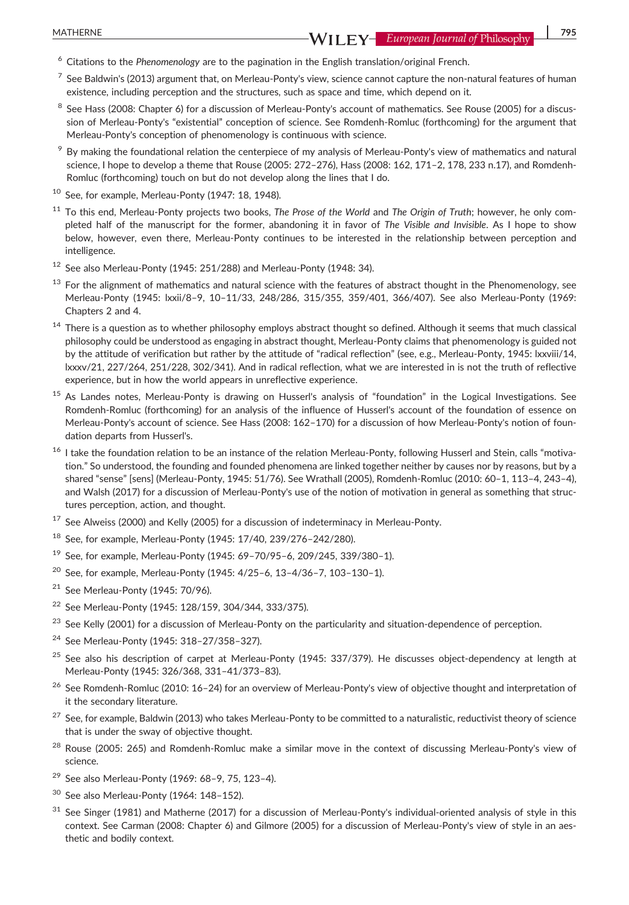[6] Citations to the *Phenomenology* are to the pagination in the English translation/original French.

[7] See Baldwin's (2013) argument that, on Merleau-Ponty's view, science cannot capture the non-natural features of human existence, including perception and the structures, such as space and time, which depend on it.

[8] See Hass (2008: Chapter 6) for a discussion of Merleau-Ponty's account of mathematics. See Rouse (2005) for a discussion of Merleau-Ponty's "existential" conception of science. See Romdenh-Romluc (forthcoming) for the argument that Merleau-Ponty's conception of phenomenology is continuous with science.

[9] By making the foundational relation the centerpiece of my analysis of Merleau-Ponty's view of mathematics and natural science, I hope to develop a theme that Rouse (2005: 272–276), Hass (2008: 162, 171–2, 178, 233 n.17), and Romdenh-Romluc (forthcoming) touch on but do not develop along the lines that I do.

[10] See, for example, Merleau-Ponty (1947: 18, 1948).

[11] To this end, Merleau-Ponty projects two books, *The Prose of the World* and *The Origin of Truth*; however, he only completed half of the manuscript for the former, abandoning it in favor of *The Visible and Invisible*. As I hope to show below, however, even there, Merleau-Ponty continues to be interested in the relationship between perception and intelligence.

[12] See also Merleau-Ponty (1945: 251/288) and Merleau-Ponty (1948: 34).

[13] For the alignment of mathematics and natural science with the features of abstract thought in the Phenomenology, see Merleau-Ponty (1945: lxxii/8–9, 10–11/33, 248/286, 315/355, 359/401, 366/407). See also Merleau-Ponty (1969: Chapters 2 and 4.

[14] There is a question as to whether philosophy employs abstract thought so defined. Although it seems that much classical philosophy could be understood as engaging in abstract thought, Merleau-Ponty claims that phenomenology is guided not by the attitude of verification but rather by the attitude of "radical reflection" (see, e.g., Merleau-Ponty, 1945: lxxviii/14, lxxxv/21, 227/264, 251/228, 302/341). And in radical reflection, what we are interested in is not the truth of reflective experience, but in how the world appears in unreflective experience.

[15] As Landes notes, Merleau-Ponty is drawing on Husserl's analysis of "foundation" in the Logical Investigations. See Romdenh-Romluc (forthcoming) for an analysis of the influence of Husserl's account of the foundation of essence on Merleau-Ponty's account of science. See Hass (2008: 162–170) for a discussion of how Merleau-Ponty's notion of foundation departs from Husserl's.

[16] I take the foundation relation to be an instance of the relation Merleau-Ponty, following Husserl and Stein, calls "motivation." So understood, the founding and founded phenomena are linked together neither by causes nor by reasons, but by a shared "sense" [sens] (Merleau-Ponty, 1945: 51/76). See Wrathall (2005), Romdenh-Romluc (2010: 60–1, 113–4, 243–4), and Walsh (2017) for a discussion of Merleau-Ponty's use of the notion of motivation in general as something that structures perception, action, and thought.

[17] See Alweiss (2000) and Kelly (2005) for a discussion of indeterminacy in Merleau-Ponty.

[18] See, for example, Merleau-Ponty (1945: 17/40, 239/276–242/280).

[19] See, for example, Merleau-Ponty (1945: 69–70/95–6, 209/245, 339/380–1).

[20] See, for example, Merleau-Ponty (1945: 4/25–6, 13–4/36–7, 103–130–1).

[21] See Merleau-Ponty (1945: 70/96).

[22] See Merleau-Ponty (1945: 128/159, 304/344, 333/375).

[23] See Kelly (2001) for a discussion of Merleau-Ponty on the particularity and situation-dependence of perception.

[24] See Merleau-Ponty (1945: 318–27/358–327).

[25] See also his description of carpet at Merleau-Ponty (1945: 337/379). He discusses object-dependency at length at Merleau-Ponty (1945: 326/368, 331–41/373–83).

[26] See Romdenh-Romluc (2010: 16–24) for an overview of Merleau-Ponty's view of objective thought and interpretation of it the secondary literature.

[27] See, for example, Baldwin (2013) who takes Merleau-Ponty to be committed to a naturalistic, reductivist theory of science that is under the sway of objective thought.

[28] Rouse (2005: 265) and Romdenh-Romluc make a similar move in the context of discussing Merleau-Ponty's view of science.

[29] See also Merleau-Ponty (1969: 68–9, 75, 123–4).

[30] See also Merleau-Ponty (1964: 148–152).

[31] See Singer (1981) and Matherne (2017) for a discussion of Merleau-Ponty's individual-oriented analysis of style in this context. See Carman (2008: Chapter 6) and Gilmore (2005) for a discussion of Merleau-Ponty's view of style in an aesthetic and bodily context.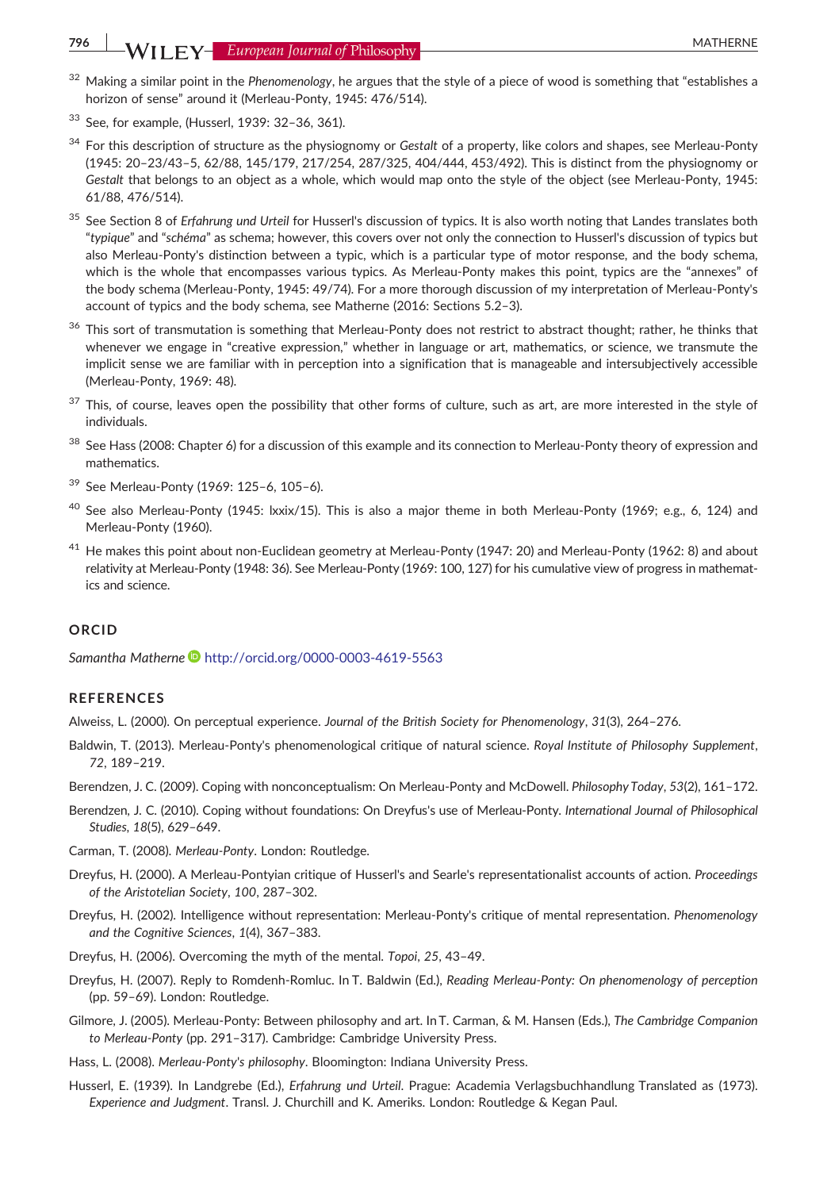[32] Making a similar point in the *Phenomenology*, he argues that the style of a piece of wood is something that "establishes a horizon of sense" around it (Merleau-Ponty, 1945: 476/514).

[33] See, for example, (Husserl, 1939: 32–36, 361).

[34] For this description of structure as the physiognomy or *Gestalt* of a property, like colors and shapes, see Merleau-Ponty (1945: 20–23/43–5, 62/88, 145/179, 217/254, 287/325, 404/444, 453/492). This is distinct from the physiognomy or *Gestalt* that belongs to an object as a whole, which would map onto the style of the object (see Merleau-Ponty, 1945: 61/88, 476/514).

[35] See Section 8 of *Erfahrung und Urteil* for Husserl's discussion of typics. It is also worth noting that Landes translates both "*typique*" and "*schéma*" as schema; however, this covers over not only the connection to Husserl's discussion of typics but also Merleau-Ponty's distinction between a typic, which is a particular type of motor response, and the body schema, which is the whole that encompasses various typics. As Merleau-Ponty makes this point, typics are the "annexes" of the body schema (Merleau-Ponty, 1945: 49/74). For a more thorough discussion of my interpretation of Merleau-Ponty's account of typics and the body schema, see Matherne (2016: Sections 5.2–3).

[36] This sort of transmutation is something that Merleau-Ponty does not restrict to abstract thought; rather, he thinks that whenever we engage in "creative expression," whether in language or art, mathematics, or science, we transmute the implicit sense we are familiar with in perception into a signification that is manageable and intersubjectively accessible (Merleau-Ponty, 1969: 48).

[37] This, of course, leaves open the possibility that other forms of culture, such as art, are more interested in the style of individuals.

[38] See Hass (2008: Chapter 6) for a discussion of this example and its connection to Merleau-Ponty theory of expression and mathematics.

[39] See Merleau-Ponty (1969: 125–6, 105–6).

[40] See also Merleau-Ponty (1945: lxxix/15). This is also a major theme in both Merleau-Ponty (1969; e.g., 6, 124) and Merleau-Ponty (1960).

[41] He makes this point about non-Euclidean geometry at Merleau-Ponty (1947: 20) and Merleau-Ponty (1962: 8) and about relativity at Merleau-Ponty (1948: 36). See Merleau-Ponty (1969: 100, 127) for his cumulative view of progress in mathematics and science.

## ORCID

*Samantha Matherne* http://orcid.org/0000-0003-4619-5563

## REFERENCES

Alweiss, L. (2000). On perceptual experience. *Journal of the British Society for Phenomenology*, *31*(3), 264–276.

Baldwin, T. (2013). Merleau-Ponty's phenomenological critique of natural science. *Royal Institute of Philosophy Supplement*, *72*, 189–219.

Berendzen, J. C. (2009). Coping with nonconceptualism: On Merleau-Ponty and McDowell. *Philosophy Today*, *53*(2), 161–172.

Berendzen, J. C. (2010). Coping without foundations: On Dreyfus's use of Merleau-Ponty. *International Journal of Philosophical Studies*, *18*(5), 629–649.

Carman, T. (2008). *Merleau-Ponty*. London: Routledge.

Dreyfus, H. (2000). A Merleau-Pontyian critique of Husserl's and Searle's representationalist accounts of action. *Proceedings of the Aristotelian Society*, *100*, 287–302.

Dreyfus, H. (2002). Intelligence without representation: Merleau-Ponty's critique of mental representation. *Phenomenology and the Cognitive Sciences*, *1*(4), 367–383.

Dreyfus, H. (2006). Overcoming the myth of the mental. *Topoi*, *25*, 43–49.

Dreyfus, H. (2007). Reply to Romdenh-Romluc. In T. Baldwin (Ed.), *Reading Merleau-Ponty: On phenomenology of perception* (pp. 59–69). London: Routledge.

Gilmore, J. (2005). Merleau-Ponty: Between philosophy and art. In T. Carman, & M. Hansen (Eds.), *The Cambridge Companion to Merleau-Ponty* (pp. 291–317). Cambridge: Cambridge University Press.

Hass, L. (2008). *Merleau-Ponty's philosophy*. Bloomington: Indiana University Press.

Husserl, E. (1939). In Landgrebe (Ed.), *Erfahrung und Urteil*. Prague: Academia Verlagsbuchhandlung Translated as (1973). *Experience and Judgment*. Transl. J. Churchill and K. Ameriks. London: Routledge & Kegan Paul.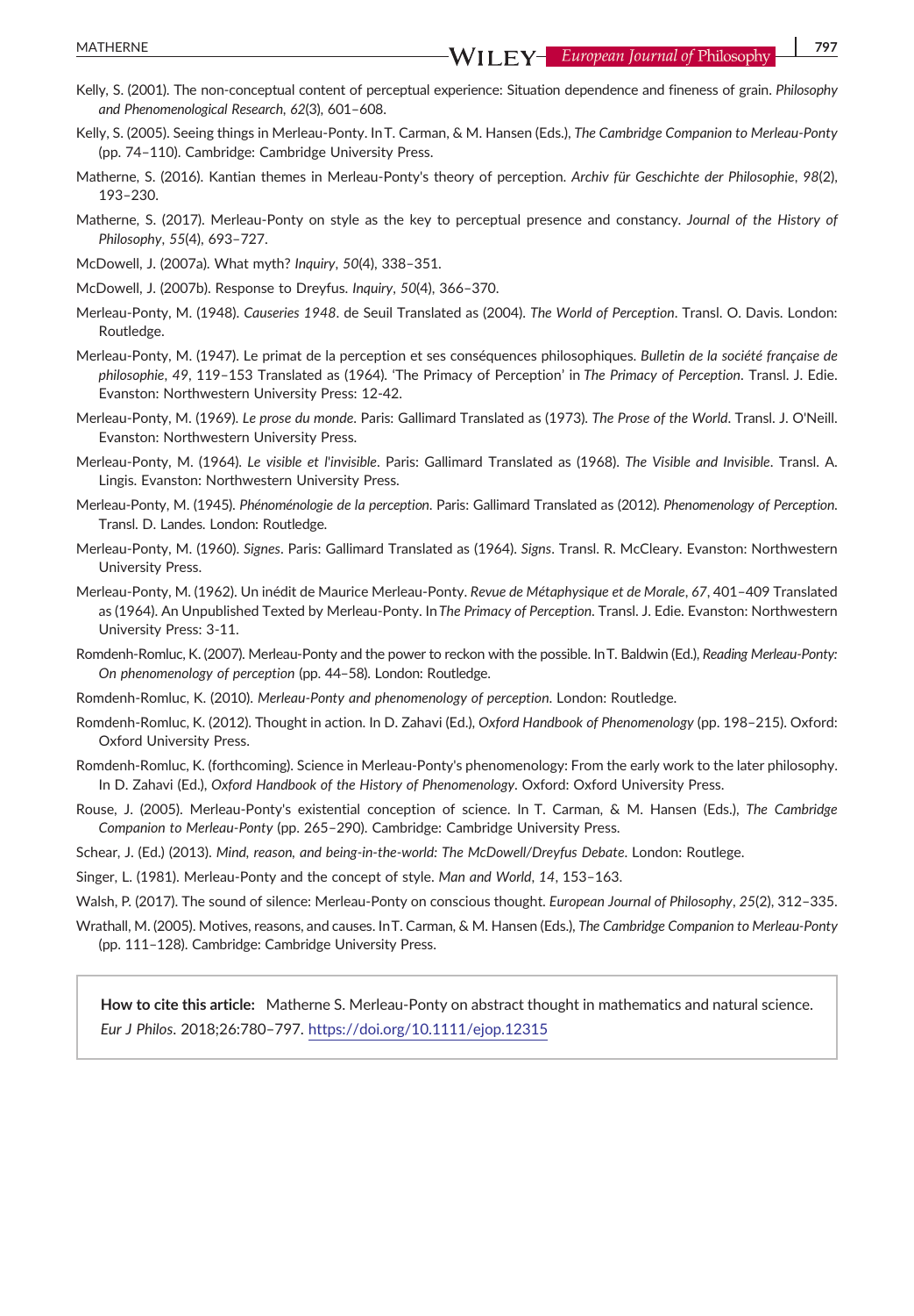Kelly, S. (2001). The non-conceptual content of perceptual experience: Situation dependence and fineness of grain. *Philosophy and Phenomenological Research*, *62*(3), 601–608.

Kelly, S. (2005). Seeing things in Merleau-Ponty. In T. Carman, & M. Hansen (Eds.), *The Cambridge Companion to Merleau-Ponty* (pp. 74–110). Cambridge: Cambridge University Press.

Matherne, S. (2016). Kantian themes in Merleau-Ponty's theory of perception. *Archiv für Geschichte der Philosophie*, *98*(2), 193–230.

Matherne, S. (2017). Merleau-Ponty on style as the key to perceptual presence and constancy. *Journal of the History of Philosophy*, *55*(4), 693–727.

McDowell, J. (2007a). What myth? *Inquiry*, *50*(4), 338–351.

McDowell, J. (2007b). Response to Dreyfus. *Inquiry*, *50*(4), 366–370.

Merleau-Ponty, M. (1948). *Causeries 1948*. de Seuil Translated as (2004). *The World of Perception*. Transl. O. Davis. London: Routledge.

Merleau-Ponty, M. (1947). Le primat de la perception et ses conséquences philosophiques. *Bulletin de la société française de philosophie*, *49*, 119–153 Translated as (1964). 'The Primacy of Perception' in *The Primacy of Perception*. Transl. J. Edie. Evanston: Northwestern University Press: 12-42.

Merleau-Ponty, M. (1969). *Le prose du monde*. Paris: Gallimard Translated as (1973). *The Prose of the World*. Transl. J. O'Neill. Evanston: Northwestern University Press.

Merleau-Ponty, M. (1964). *Le visible et l'invisible*. Paris: Gallimard Translated as (1968). *The Visible and Invisible*. Transl. A. Lingis. Evanston: Northwestern University Press.

Merleau-Ponty, M. (1945). *Phénoménologie de la perception*. Paris: Gallimard Translated as (2012). *Phenomenology of Perception*. Transl. D. Landes. London: Routledge.

Merleau-Ponty, M. (1960). *Signes*. Paris: Gallimard Translated as (1964). *Signs*. Transl. R. McCleary. Evanston: Northwestern University Press.

Merleau-Ponty, M. (1962). Un inédit de Maurice Merleau-Ponty. *Revue de Métaphysique et de Morale*, *67*, 401–409 Translated as (1964). An Unpublished Texted by Merleau-Ponty. In *The Primacy of Perception*. Transl. J. Edie. Evanston: Northwestern University Press: 3-11.

Romdenh-Romluc, K. (2007). Merleau-Ponty and the power to reckon with the possible. In T. Baldwin (Ed.), *Reading Merleau-Ponty: On phenomenology of perception* (pp. 44–58). London: Routledge.

Romdenh-Romluc, K. (2010). *Merleau-Ponty and phenomenology of perception*. London: Routledge.

Romdenh-Romluc, K. (2012). Thought in action. In D. Zahavi (Ed.), *Oxford Handbook of Phenomenology* (pp. 198–215). Oxford: Oxford University Press.

Romdenh-Romluc, K. (forthcoming). Science in Merleau-Ponty's phenomenology: From the early work to the later philosophy. In D. Zahavi (Ed.), *Oxford Handbook of the History of Phenomenology*. Oxford: Oxford University Press.

Rouse, J. (2005). Merleau-Ponty's existential conception of science. In T. Carman, & M. Hansen (Eds.), *The Cambridge Companion to Merleau-Ponty* (pp. 265–290). Cambridge: Cambridge University Press.

Schear, J. (Ed.) (2013). *Mind, reason, and being-in-the-world: The McDowell/Dreyfus Debate*. London: Routlege.

Singer, L. (1981). Merleau-Ponty and the concept of style. *Man and World*, *14*, 153–163.

Walsh, P. (2017). The sound of silence: Merleau-Ponty on conscious thought. *European Journal of Philosophy*, *25*(2), 312–335.

Wrathall, M. (2005). Motives, reasons, and causes. In T. Carman, & M. Hansen (Eds.), *The Cambridge Companion to Merleau-Ponty* (pp. 111–128). Cambridge: Cambridge University Press.

**How to cite this article:** Matherne S. Merleau-Ponty on abstract thought in mathematics and natural science. *Eur J Philos*. 2018;26:780–797. https://doi.org/10.1111/ejop.12315